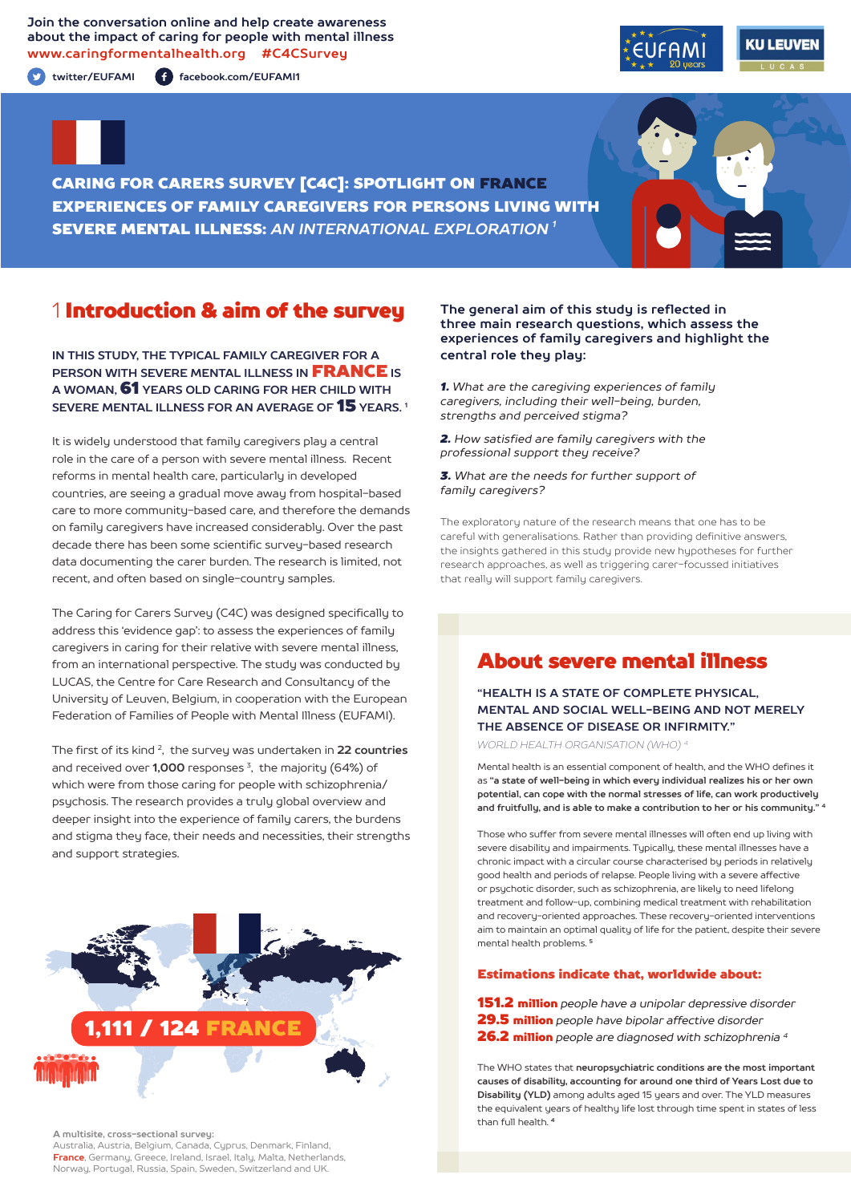Join the conversation online and help create awareness about the impact of caring for people with mental illness
www.caringformentalhealth.org #C4CSurvey

twitter/EUFAMI facebook.com/EUFAMI1

# CARING FOR CARERS SURVEY [C4C]: SPOTLIGHT ON FRANCE
# EXPERIENCES OF FAMILY CAREGIVERS FOR PERSONS LIVING WITH SEVERE MENTAL ILLNESS: *AN INTERNATIONAL EXPLORATION* [1]

## 1 Introduction & aim of the survey

**IN THIS STUDY, THE TYPICAL FAMILY CAREGIVER FOR A PERSON WITH SEVERE MENTAL ILLNESS IN FRANCE IS A WOMAN, 61 YEARS OLD CARING FOR HER CHILD WITH SEVERE MENTAL ILLNESS FOR AN AVERAGE OF 15 YEARS.** [1]

It is widely understood that family caregivers play a central role in the care of a person with severe mental illness. Recent reforms in mental health care, particularly in developed countries, are seeing a gradual move away from hospital-based care to more community-based care, and therefore the demands on family caregivers have increased considerably. Over the past decade there has been some scientific survey-based research data documenting the carer burden. The research is limited, not recent, and often based on single-country samples.

The Caring for Carers Survey (C4C) was designed specifically to address this 'evidence gap': to assess the experiences of family caregivers in caring for their relative with severe mental illness, from an international perspective. The study was conducted by LUCAS, the Centre for Care Research and Consultancy of the University of Leuven, Belgium, in cooperation with the European Federation of Families of People with Mental Illness (EUFAMI).

The first of its kind [2], the survey was undertaken in **22 countries** and received over **1,000** responses [3], the majority (64%) of which were from those caring for people with schizophrenia/psychosis. The research provides a truly global overview and deeper insight into the experience of family carers, the burdens and stigma they face, their needs and necessities, their strengths and support strategies.

**1,111 / 124 FRANCE**

**A multisite, cross-sectional survey:**
Australia, Austria, Belgium, Canada, Cyprus, Denmark, Finland, France, Germany, Greece, Ireland, Israel, Italy, Malta, Netherlands, Norway, Portugal, Russia, Spain, Sweden, Switzerland and UK.

**The general aim of this study is reflected in three main research questions, which assess the experiences of family caregivers and highlight the central role they play:**

***1.*** *What are the caregiving experiences of family caregivers, including their well-being, burden, strengths and perceived stigma?*

***2.*** *How satisfied are family caregivers with the professional support they receive?*

***3.*** *What are the needs for further support of family caregivers?*

The exploratory nature of the research means that one has to be careful with generalisations. Rather than providing definitive answers, the insights gathered in this study provide new hypotheses for further research approaches, as well as triggering carer-focussed initiatives that really will support family caregivers.

## About severe mental illness

**"HEALTH IS A STATE OF COMPLETE PHYSICAL, MENTAL AND SOCIAL WELL-BEING AND NOT MERELY THE ABSENCE OF DISEASE OR INFIRMITY."**
*WORLD HEALTH ORGANISATION (WHO)* [4]

Mental health is an essential component of health, and the WHO defines it as **"a state of well-being in which every individual realizes his or her own potential, can cope with the normal stresses of life, can work productively and fruitfully, and is able to make a contribution to her or his community."** [4]

Those who suffer from severe mental illnesses will often end up living with severe disability and impairments. Typically, these mental illnesses have a chronic impact with a circular course characterised by periods in relatively good health and periods of relapse. People living with a severe affective or psychotic disorder, such as schizophrenia, are likely to need lifelong treatment and follow-up, combining medical treatment with rehabilitation and recovery-oriented approaches. These recovery-oriented interventions aim to maintain an optimal quality of life for the patient, despite their severe mental health problems. [5]

### Estimations indicate that, worldwide about:

**151.2 million** *people have a unipolar depressive disorder*
**29.5 million** *people have bipolar affective disorder*
**26.2 million** *people are diagnosed with schizophrenia* [4]

The WHO states that **neuropsychiatric conditions are the most important causes of disability, accounting for around one third of Years Lost due to Disability (YLD)** among adults aged 15 years and over. The YLD measures the equivalent years of healthy life lost through time spent in states of less than full health. [4]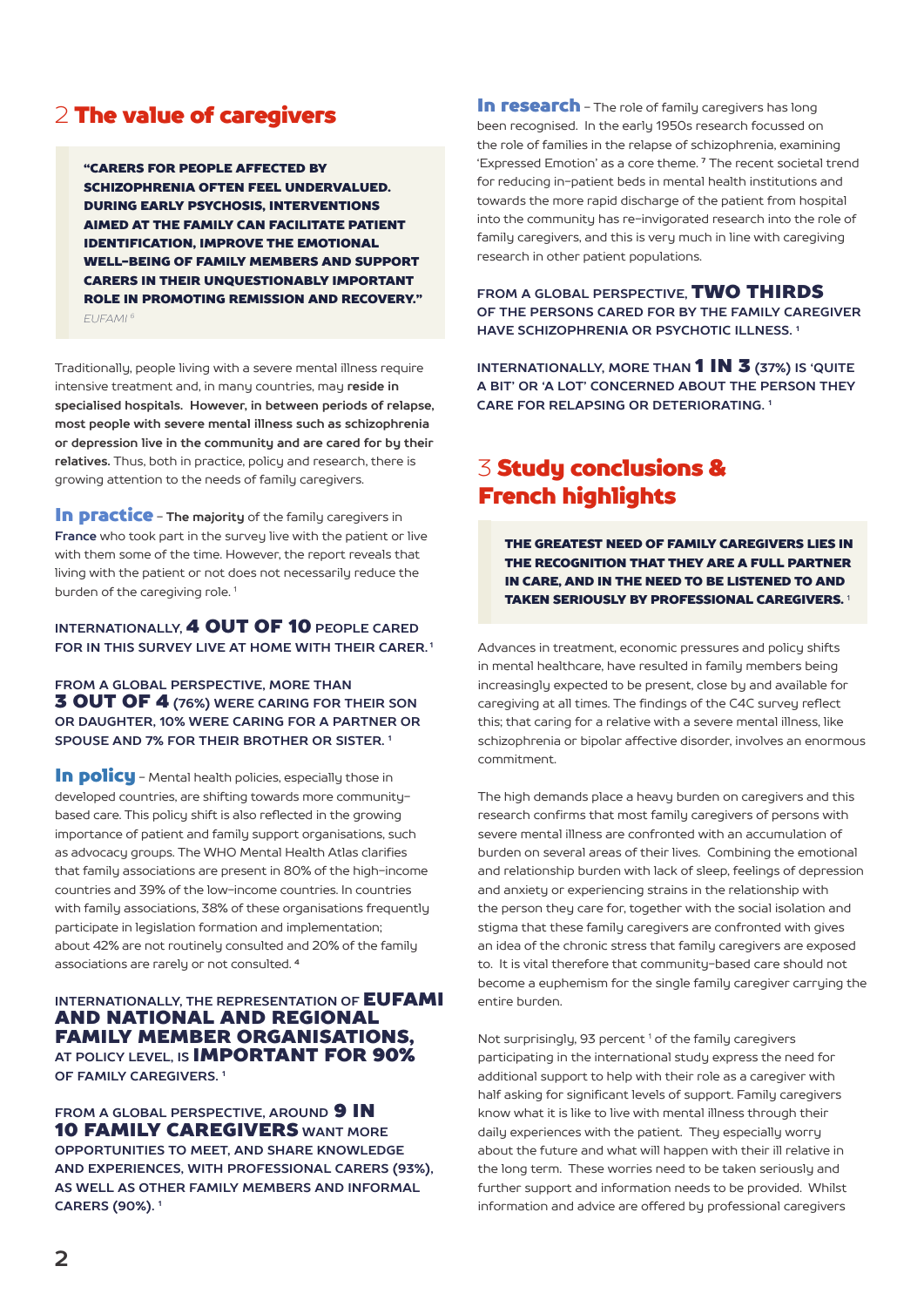## 2 The value of caregivers

> **"CARERS FOR PEOPLE AFFECTED BY SCHIZOPHRENIA OFTEN FEEL UNDERVALUED. DURING EARLY PSYCHOSIS, INTERVENTIONS AIMED AT THE FAMILY CAN FACILITATE PATIENT IDENTIFICATION, IMPROVE THE EMOTIONAL WELL-BEING OF FAMILY MEMBERS AND SUPPORT CARERS IN THEIR UNQUESTIONABLY IMPORTANT ROLE IN PROMOTING REMISSION AND RECOVERY."**
> *EUFAMI [8]*

Traditionally, people living with a severe mental illness require intensive treatment and, in many countries, may **reside in specialised hospitals. However, in between periods of relapse, most people with severe mental illness such as schizophrenia or depression live in the community and are cared for by their relatives.** Thus, both in practice, policy and research, there is growing attention to the needs of family caregivers.

**In practice** – **The majority** of the family caregivers in **France** who took part in the survey live with the patient or live with them some of the time. However, the report reveals that living with the patient or not does not necessarily reduce the burden of the caregiving role. [1]

**INTERNATIONALLY, 4 OUT OF 10 PEOPLE CARED FOR IN THIS SURVEY LIVE AT HOME WITH THEIR CARER. [1]**

**FROM A GLOBAL PERSPECTIVE, MORE THAN 3 OUT OF 4 (76%) WERE CARING FOR THEIR SON OR DAUGHTER, 10% WERE CARING FOR A PARTNER OR SPOUSE AND 7% FOR THEIR BROTHER OR SISTER. [1]**

**In policy** – Mental health policies, especially those in developed countries, are shifting towards more community-based care. This policy shift is also reflected in the growing importance of patient and family support organisations, such as advocacy groups. The WHO Mental Health Atlas clarifies that family associations are present in 80% of the high-income countries and 39% of the low-income countries. In countries with family associations, 38% of these organisations frequently participate in legislation formation and implementation; about 42% are not routinely consulted and 20% of the family associations are rarely or not consulted. [4]

**INTERNATIONALLY, THE REPRESENTATION OF EUFAMI AND NATIONAL AND REGIONAL FAMILY MEMBER ORGANISATIONS, AT POLICY LEVEL, IS IMPORTANT FOR 90% OF FAMILY CAREGIVERS. [1]**

**FROM A GLOBAL PERSPECTIVE, AROUND 9 IN 10 FAMILY CAREGIVERS WANT MORE OPPORTUNITIES TO MEET, AND SHARE KNOWLEDGE AND EXPERIENCES, WITH PROFESSIONAL CARERS (93%), AS WELL AS OTHER FAMILY MEMBERS AND INFORMAL CARERS (90%). [1]**

**In research** – The role of family caregivers has long been recognised. In the early 1950s research focussed on the role of families in the relapse of schizophrenia, examining 'Expressed Emotion' as a core theme. [7] The recent societal trend for reducing in-patient beds in mental health institutions and towards the more rapid discharge of the patient from hospital into the community has re-invigorated research into the role of family caregivers, and this is very much in line with caregiving research in other patient populations.

**FROM A GLOBAL PERSPECTIVE, TWO THIRDS OF THE PERSONS CARED FOR BY THE FAMILY CAREGIVER HAVE SCHIZOPHRENIA OR PSYCHOTIC ILLNESS. [1]**

**INTERNATIONALLY, MORE THAN 1 IN 3 (37%) IS 'QUITE A BIT' OR 'A LOT' CONCERNED ABOUT THE PERSON THEY CARE FOR RELAPSING OR DETERIORATING. [1]**

## 3 Study conclusions & French highlights

> **THE GREATEST NEED OF FAMILY CAREGIVERS LIES IN THE RECOGNITION THAT THEY ARE A FULL PARTNER IN CARE, AND IN THE NEED TO BE LISTENED TO AND TAKEN SERIOUSLY BY PROFESSIONAL CAREGIVERS. [1]**

Advances in treatment, economic pressures and policy shifts in mental healthcare, have resulted in family members being increasingly expected to be present, close by and available for caregiving at all times. The findings of the C4C survey reflect this; that caring for a relative with a severe mental illness, like schizophrenia or bipolar affective disorder, involves an enormous commitment.

The high demands place a heavy burden on caregivers and this research confirms that most family caregivers of persons with severe mental illness are confronted with an accumulation of burden on several areas of their lives. Combining the emotional and relationship burden with lack of sleep, feelings of depression and anxiety or experiencing strains in the relationship with the person they care for, together with the social isolation and stigma that these family caregivers are confronted with gives an idea of the chronic stress that family caregivers are exposed to. It is vital therefore that community-based care should not become a euphemism for the single family caregiver carrying the entire burden.

Not surprisingly, 93 percent [1] of the family caregivers participating in the international study express the need for additional support to help with their role as a caregiver with half asking for significant levels of support. Family caregivers know what it is like to live with mental illness through their daily experiences with the patient. They especially worry about the future and what will happen with their ill relative in the long term. These worries need to be taken seriously and further support and information needs to be provided. Whilst information and advice are offered by professional caregivers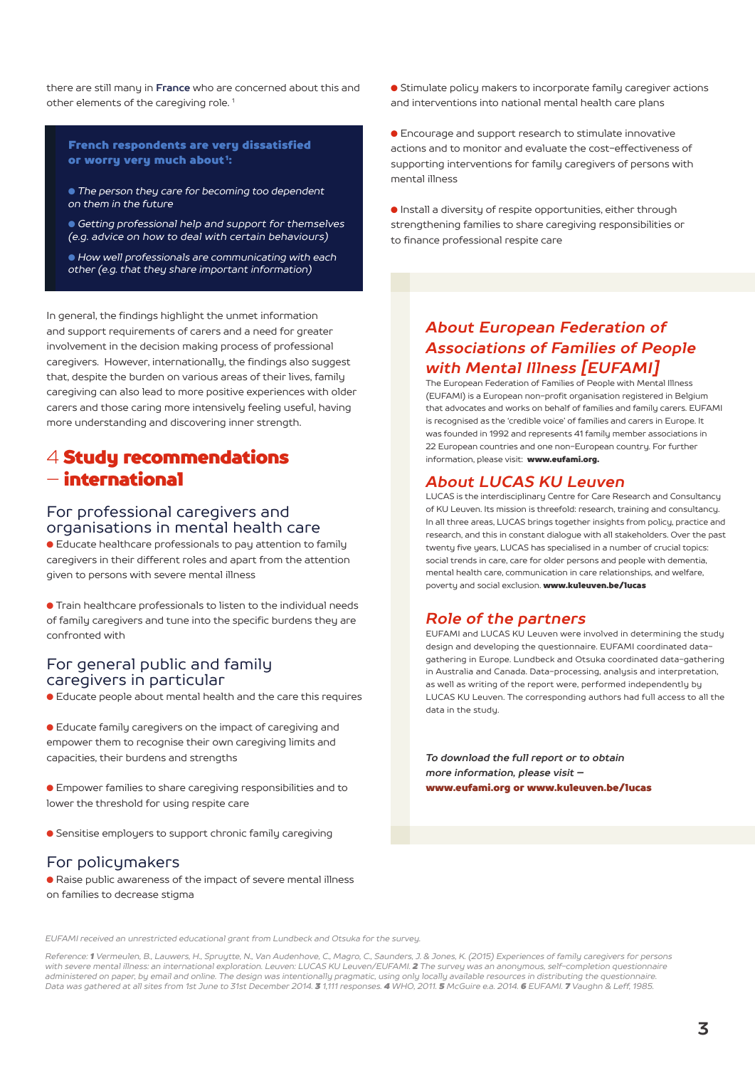there are still many in **France** who are concerned about this and other elements of the caregiving role. [1]

**French respondents are very dissatisfied or worry very much about[1]:**

- *The person they care for becoming too dependent on them in the future*
- *Getting professional help and support for themselves (e.g. advice on how to deal with certain behaviours)*
- *How well professionals are communicating with each other (e.g. that they share important information)*

In general, the findings highlight the unmet information and support requirements of carers and a need for greater involvement in the decision making process of professional caregivers. However, internationally, the findings also suggest that, despite the burden on various areas of their lives, family caregiving can also lead to more positive experiences with older carers and those caring more intensively feeling useful, having more understanding and discovering inner strength.

## 4 Study recommendations – international

### For professional caregivers and organisations in mental health care

- Educate healthcare professionals to pay attention to family caregivers in their different roles and apart from the attention given to persons with severe mental illness
- Train healthcare professionals to listen to the individual needs of family caregivers and tune into the specific burdens they are confronted with

### For general public and family caregivers in particular

- Educate people about mental health and the care this requires
- Educate family caregivers on the impact of caregiving and empower them to recognise their own caregiving limits and capacities, their burdens and strengths
- Empower families to share caregiving responsibilities and to lower the threshold for using respite care
- Sensitise employers to support chronic family caregiving

### For policymakers

- Raise public awareness of the impact of severe mental illness on families to decrease stigma
- Stimulate policy makers to incorporate family caregiver actions and interventions into national mental health care plans
- Encourage and support research to stimulate innovative actions and to monitor and evaluate the cost-effectiveness of supporting interventions for family caregivers of persons with mental illness
- Install a diversity of respite opportunities, either through strengthening families to share caregiving responsibilities or to finance professional respite care

## *About European Federation of Associations of Families of People with Mental Illness [EUFAMI]*

The European Federation of Families of People with Mental Illness (EUFAMI) is a European non-profit organisation registered in Belgium that advocates and works on behalf of families and family carers. EUFAMI is recognised as the 'credible voice' of families and carers in Europe. It was founded in 1992 and represents 41 family member associations in 22 European countries and one non-European country. For further information, please visit: **www.eufami.org.**

## *About LUCAS KU Leuven*

LUCAS is the interdisciplinary Centre for Care Research and Consultancy of KU Leuven. Its mission is threefold: research, training and consultancy. In all three areas, LUCAS brings together insights from policy, practice and research, and this in constant dialogue with all stakeholders. Over the past twenty five years, LUCAS has specialised in a number of crucial topics: social trends in care, care for older persons and people with dementia, mental health care, communication in care relationships, and welfare, poverty and social exclusion. **www.kuleuven.be/lucas**

## *Role of the partners*

EUFAMI and LUCAS KU Leuven were involved in determining the study design and developing the questionnaire. EUFAMI coordinated data-gathering in Europe. Lundbeck and Otsuka coordinated data-gathering in Australia and Canada. Data-processing, analysis and interpretation, as well as writing of the report were, performed independently by LUCAS KU Leuven. The corresponding authors had full access to all the data in the study.

***To download the full report or to obtain more information, please visit –***
***www.eufami.org or www.kuleuven.be/lucas***

*EUFAMI received an unrestricted educational grant from Lundbeck and Otsuka for the survey.*

*Reference: **1** Vermeulen, B., Lauwers, H., Spruytte, N., Van Audenhove, C., Magro, C., Saunders, J. & Jones, K. (2015) Experiences of family caregivers for persons with severe mental illness: an international exploration. Leuven: LUCAS KU Leuven/EUFAMI. **2** The survey was an anonymous, self-completion questionnaire administered on paper, by email and online. The design was intentionally pragmatic, using only locally available resources in distributing the questionnaire. Data was gathered at all sites from 1st June to 31st December 2014. **3** 1,111 responses. **4** WHO, 2011. **5** McGuire e.a. 2014. **6** EUFAMI. **7** Vaughn & Leff, 1985.*